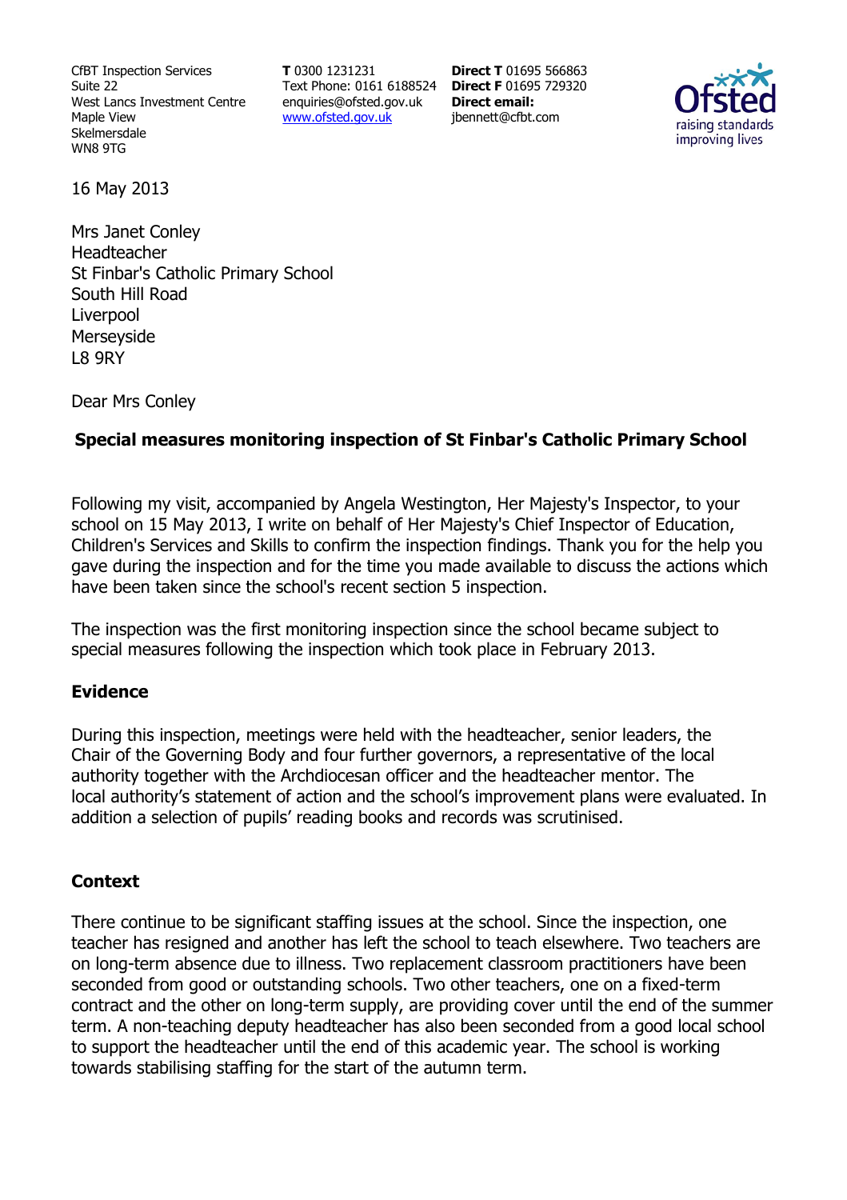CfBT Inspection Services
Suite 22
West Lancs Investment Centre
Maple View
Skelmersdale
WN8 9TG

**T** 0300 1231231
Text Phone: 0161 6188524
enquiries@ofsted.gov.uk
www.ofsted.gov.uk

**Direct T** 01695 566863
**Direct F** 01695 729320
**Direct email:**
jbennett@cfbt.com

16 May 2013

Mrs Janet Conley
Headteacher
St Finbar's Catholic Primary School
South Hill Road
Liverpool
Merseyside
L8 9RY

Dear Mrs Conley

**Special measures monitoring inspection of St Finbar's Catholic Primary School**

Following my visit, accompanied by Angela Westington, Her Majesty's Inspector, to your school on 15 May 2013, I write on behalf of Her Majesty's Chief Inspector of Education, Children's Services and Skills to confirm the inspection findings. Thank you for the help you gave during the inspection and for the time you made available to discuss the actions which have been taken since the school's recent section 5 inspection.

The inspection was the first monitoring inspection since the school became subject to special measures following the inspection which took place in February 2013.

### Evidence

During this inspection, meetings were held with the headteacher, senior leaders, the Chair of the Governing Body and four further governors, a representative of the local authority together with the Archdiocesan officer and the headteacher mentor. The local authority's statement of action and the school's improvement plans were evaluated. In addition a selection of pupils' reading books and records was scrutinised.

### Context

There continue to be significant staffing issues at the school. Since the inspection, one teacher has resigned and another has left the school to teach elsewhere. Two teachers are on long-term absence due to illness. Two replacement classroom practitioners have been seconded from good or outstanding schools. Two other teachers, one on a fixed-term contract and the other on long-term supply, are providing cover until the end of the summer term. A non-teaching deputy headteacher has also been seconded from a good local school to support the headteacher until the end of this academic year. The school is working towards stabilising staffing for the start of the autumn term.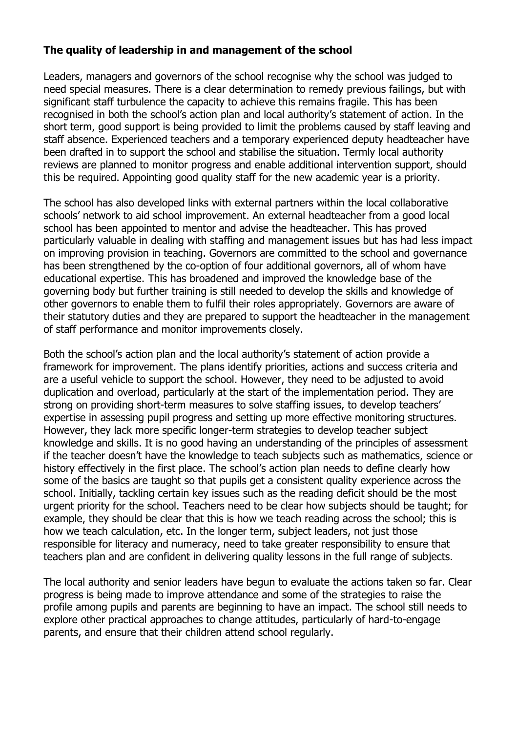## The quality of leadership in and management of the school

Leaders, managers and governors of the school recognise why the school was judged to need special measures. There is a clear determination to remedy previous failings, but with significant staff turbulence the capacity to achieve this remains fragile. This has been recognised in both the school's action plan and local authority's statement of action. In the short term, good support is being provided to limit the problems caused by staff leaving and staff absence. Experienced teachers and a temporary experienced deputy headteacher have been drafted in to support the school and stabilise the situation. Termly local authority reviews are planned to monitor progress and enable additional intervention support, should this be required. Appointing good quality staff for the new academic year is a priority.

The school has also developed links with external partners within the local collaborative schools' network to aid school improvement. An external headteacher from a good local school has been appointed to mentor and advise the headteacher. This has proved particularly valuable in dealing with staffing and management issues but has had less impact on improving provision in teaching. Governors are committed to the school and governance has been strengthened by the co-option of four additional governors, all of whom have educational expertise. This has broadened and improved the knowledge base of the governing body but further training is still needed to develop the skills and knowledge of other governors to enable them to fulfil their roles appropriately. Governors are aware of their statutory duties and they are prepared to support the headteacher in the management of staff performance and monitor improvements closely.

Both the school's action plan and the local authority's statement of action provide a framework for improvement. The plans identify priorities, actions and success criteria and are a useful vehicle to support the school. However, they need to be adjusted to avoid duplication and overload, particularly at the start of the implementation period. They are strong on providing short-term measures to solve staffing issues, to develop teachers' expertise in assessing pupil progress and setting up more effective monitoring structures. However, they lack more specific longer-term strategies to develop teacher subject knowledge and skills. It is no good having an understanding of the principles of assessment if the teacher doesn't have the knowledge to teach subjects such as mathematics, science or history effectively in the first place. The school's action plan needs to define clearly how some of the basics are taught so that pupils get a consistent quality experience across the school. Initially, tackling certain key issues such as the reading deficit should be the most urgent priority for the school. Teachers need to be clear how subjects should be taught; for example, they should be clear that this is how we teach reading across the school; this is how we teach calculation, etc. In the longer term, subject leaders, not just those responsible for literacy and numeracy, need to take greater responsibility to ensure that teachers plan and are confident in delivering quality lessons in the full range of subjects.

The local authority and senior leaders have begun to evaluate the actions taken so far. Clear progress is being made to improve attendance and some of the strategies to raise the profile among pupils and parents are beginning to have an impact. The school still needs to explore other practical approaches to change attitudes, particularly of hard-to-engage parents, and ensure that their children attend school regularly.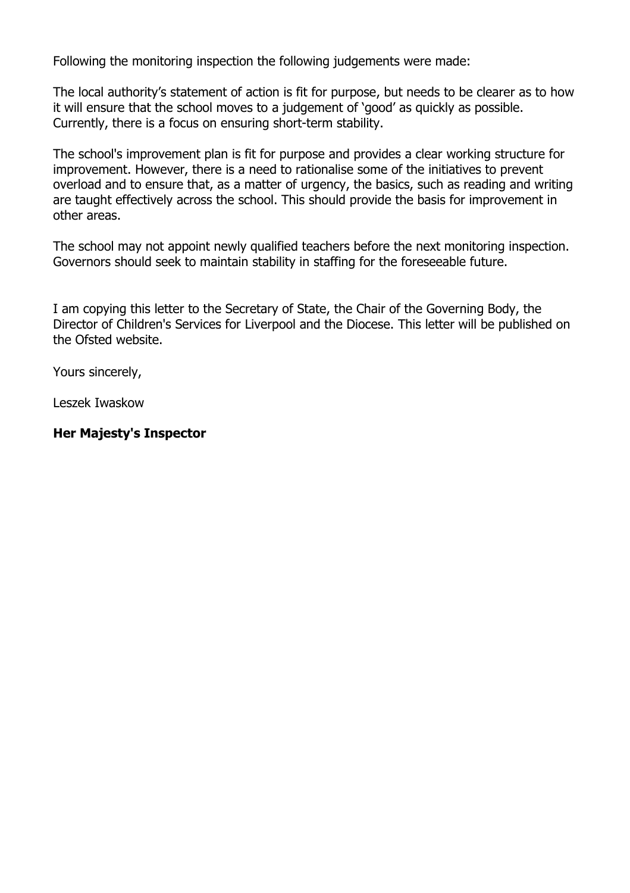Following the monitoring inspection the following judgements were made:

The local authority's statement of action is fit for purpose, but needs to be clearer as to how it will ensure that the school moves to a judgement of 'good' as quickly as possible. Currently, there is a focus on ensuring short-term stability.

The school's improvement plan is fit for purpose and provides a clear working structure for improvement. However, there is a need to rationalise some of the initiatives to prevent overload and to ensure that, as a matter of urgency, the basics, such as reading and writing are taught effectively across the school. This should provide the basis for improvement in other areas.

The school may not appoint newly qualified teachers before the next monitoring inspection. Governors should seek to maintain stability in staffing for the foreseeable future.

I am copying this letter to the Secretary of State, the Chair of the Governing Body, the Director of Children's Services for Liverpool and the Diocese. This letter will be published on the Ofsted website.

Yours sincerely,

Leszek Iwaskow

**Her Majesty's Inspector**